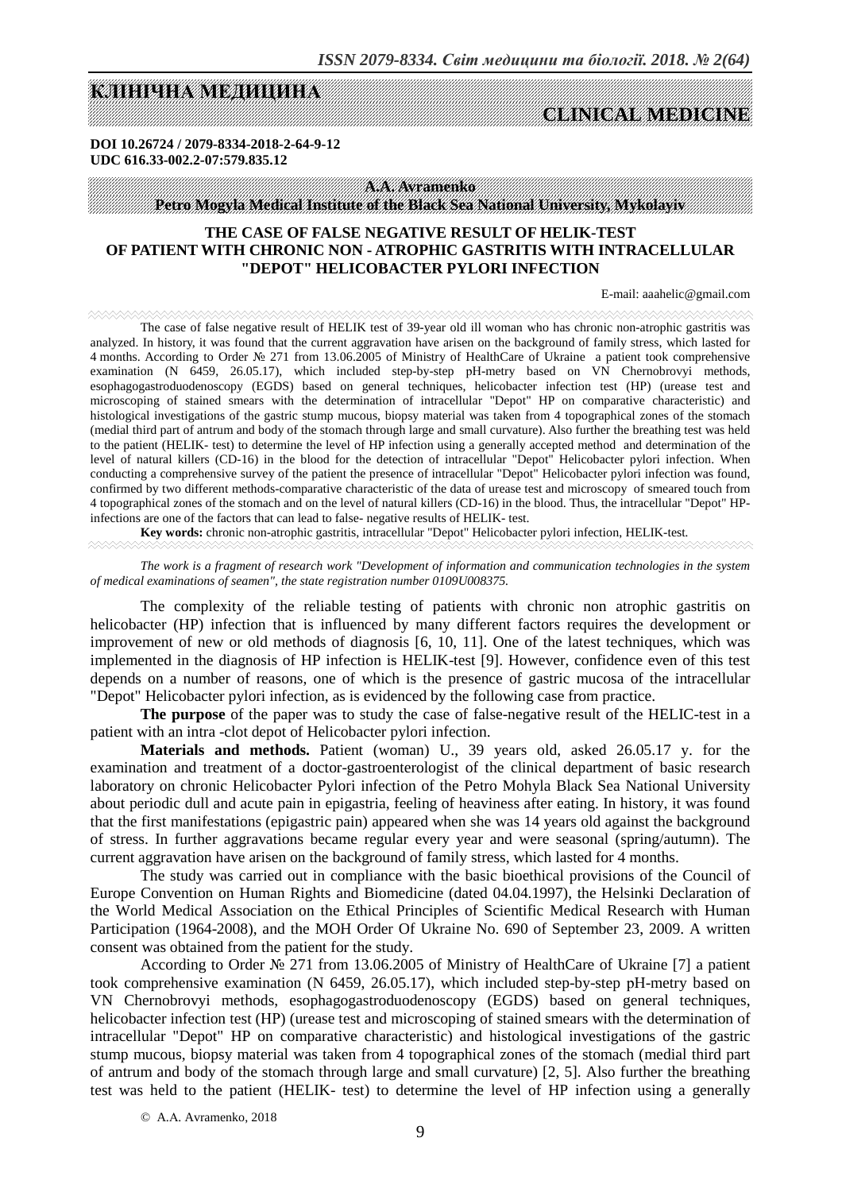# КЛІНІЧНА МЕДИЦИНА

# CLINICAL MEDICINE

**DOI 10.26724 / 2079-8334-2018-2-64-9-12**
**UDC 616.33-002.2-07:579.835.12**

**A.A. Avramenko**
**Petro Mogyla Medical Institute of the Black Sea National University, Mykolayiv**

## THE CASE OF FALSE NEGATIVE RESULT OF HELIK-TEST OF PATIENT WITH CHRONIC NON - ATROPHIC GASTRITIS WITH INTRACELLULAR "DEPOT" HELICOBACTER PYLORI INFECTION

E-mail: aaahelic@gmail.com

The case of false negative result of HELIK test of 39-year old ill woman who has chronic non-atrophic gastritis was analyzed. In history, it was found that the current aggravation have arisen on the background of family stress, which lasted for 4 months. According to Order № 271 from 13.06.2005 of Ministry of HealthCare of Ukraine a patient took comprehensive examination (N 6459, 26.05.17), which included step-by-step pH-metry based on VN Chernobrovyi methods, esophagogastroduodenoscopy (EGDS) based on general techniques, helicobacter infection test (HP) (urease test and microscoping of stained smears with the determination of intracellular "Depot" HP on comparative characteristic) and histological investigations of the gastric stump mucous, biopsy material was taken from 4 topographical zones of the stomach (medial third part of antrum and body of the stomach through large and small curvature). Also further the breathing test was held to the patient (HELIK- test) to determine the level of HP infection using a generally accepted method and determination of the level of natural killers (CD-16) in the blood for the detection of intracellular "Depot" Helicobacter pylori infection. When conducting a comprehensive survey of the patient the presence of intracellular "Depot" Helicobacter pylori infection was found, confirmed by two different methods-comparative characteristic of the data of urease test and microscopy of smeared touch from 4 topographical zones of the stomach and on the level of natural killers (CD-16) in the blood. Thus, the intracellular "Depot" HP-infections are one of the factors that can lead to false- negative results of HELIK- test.

**Key words:** chronic non-atrophic gastritis, intracellular "Depot" Helicobacter pylori infection, HELIK-test.

*The work is a fragment of research work "Development of information and communication technologies in the system of medical examinations of seamen", the state registration number 0109U008375.*

The complexity of the reliable testing of patients with chronic non atrophic gastritis on helicobacter (HP) infection that is influenced by many different factors requires the development or improvement of new or old methods of diagnosis [6, 10, 11]. One of the latest techniques, which was implemented in the diagnosis of HP infection is HELIK-test [9]. However, confidence even of this test depends on a number of reasons, one of which is the presence of gastric mucosa of the intracellular "Depot" Helicobacter pylori infection, as is evidenced by the following case from practice.

**The purpose** of the paper was to study the case of false-negative result of the HELIC-test in a patient with an intra -clot depot of Helicobacter pylori infection.

**Materials and methods.** Patient (woman) U., 39 years old, asked 26.05.17 y. for the examination and treatment of a doctor-gastroenterologist of the clinical department of basic research laboratory on chronic Helicobacter Pylori infection of the Petro Mohyla Black Sea National University about periodic dull and acute pain in epigastria, feeling of heaviness after eating. In history, it was found that the first manifestations (epigastric pain) appeared when she was 14 years old against the background of stress. In further aggravations became regular every year and were seasonal (spring/autumn). The current aggravation have arisen on the background of family stress, which lasted for 4 months.

The study was carried out in compliance with the basic bioethical provisions of the Council of Europe Convention on Human Rights and Biomedicine (dated 04.04.1997), the Helsinki Declaration of the World Medical Association on the Ethical Principles of Scientific Medical Research with Human Participation (1964-2008), and the MOH Order Of Ukraine No. 690 of September 23, 2009. A written consent was obtained from the patient for the study.

According to Order № 271 from 13.06.2005 of Ministry of HealthCare of Ukraine [7] a patient took comprehensive examination (N 6459, 26.05.17), which included step-by-step pH-metry based on VN Chernobrovyi methods, esophagogastroduodenoscopy (EGDS) based on general techniques, helicobacter infection test (HP) (urease test and microscoping of stained smears with the determination of intracellular "Depot" HP on comparative characteristic) and histological investigations of the gastric stump mucous, biopsy material was taken from 4 topographical zones of the stomach (medial third part of antrum and body of the stomach through large and small curvature) [2, 5]. Also further the breathing test was held to the patient (HELIK- test) to determine the level of HP infection using a generally

© A.A. Avramenko, 2018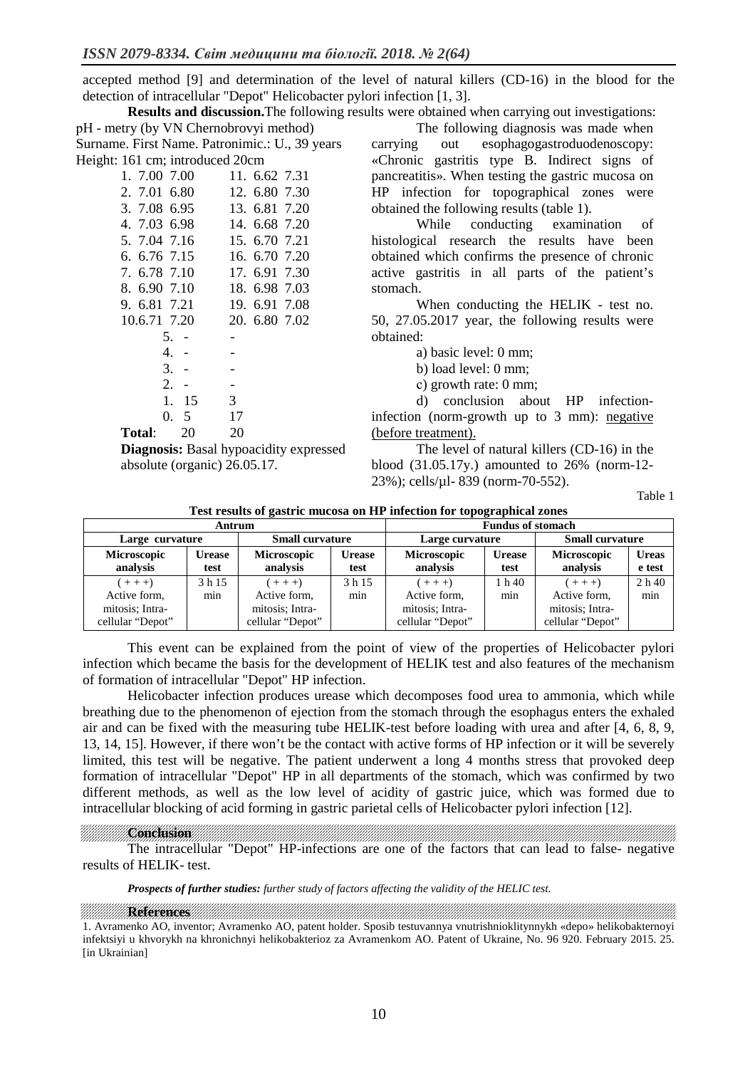accepted method [9] and determination of the level of natural killers (CD-16) in the blood for the detection of intracellular "Depot" Helicobacter pylori infection [1, 3].

**Results and discussion.** The following results were obtained when carrying out investigations:

pH - metry (by VN Chernobrovyi method)
Surname. First Name. Patronimic.: U., 39 years
Height: 161 cm; introduced 20cm

| | | | | | |
|---|---|---|---|---|---|
| 1. | 7.00 | 7.00 | 11. | 6.62 | 7.31 |
| 2. | 7.01 | 6.80 | 12. | 6.80 | 7.30 |
| 3. | 7.08 | 6.95 | 13. | 6.81 | 7.20 |
| 4. | 7.03 | 6.98 | 14. | 6.68 | 7.20 |
| 5. | 7.04 | 7.16 | 15. | 6.70 | 7.21 |
| 6. | 6.76 | 7.15 | 16. | 6.70 | 7.20 |
| 7. | 6.78 | 7.10 | 17. | 6.91 | 7.30 |
| 8. | 6.90 | 7.10 | 18. | 6.98 | 7.03 |
| 9. | 6.81 | 7.21 | 19. | 6.91 | 7.08 |
| 10. | 6.71 | 7.20 | 20. | 6.80 | 7.02 |

| | | |
|---|---|---|
| 5. | - | - |
| 4. | - | - |
| 3. | - | - |
| 2. | - | - |
| 1. | 15 | 3 |
| 0. | 5 | 17 |
| **Total**: | 20 | 20 |

**Diagnosis:** Basal hypoacidity expressed absolute (organic) 26.05.17.

The following diagnosis was made when carrying out esophagogastroduodenoscopy: «Chronic gastritis type B. Indirect signs of pancreatitis». When testing the gastric mucosa on HP infection for topographical zones were obtained the following results (table 1).

While conducting examination of histological research the results have been obtained which confirms the presence of chronic active gastritis in all parts of the patient's stomach.

When conducting the HELIK - test no. 50, 27.05.2017 year, the following results were obtained:

a) basic level: 0 mm;

b) load level: 0 mm;

c) growth rate: 0 mm;

d) conclusion about HP infection-infection (norm-growth up to 3 mm): negative (before treatment).

The level of natural killers (CD-16) in the blood (31.05.17y.) amounted to 26% (norm-12-23%); cells/µl- 839 (norm-70-552).

Table 1

**Test results of gastric mucosa on HP infection for topographical zones**

| Antrum | | | | Fundus of stomach | | | |
|---|---|---|---|---|---|---|---|
| Large curvature | | Small curvature | | Large curvature | | Small curvature | |
| **Microscopic analysis** | **Urease test** | **Microscopic analysis** | **Urease test** | **Microscopic analysis** | **Urease test** | **Microscopic analysis** | **Urease test** |
| ( + + +) Active form, mitosis; Intra-cellular "Depot" | 3 h 15 min | ( + + +) Active form, mitosis; Intra-cellular "Depot" | 3 h 15 min | ( + + +) Active form, mitosis; Intra-cellular "Depot" | 1 h 40 min | ( + + +) Active form, mitosis; Intra-cellular "Depot" | 2 h 40 min |

This event can be explained from the point of view of the properties of Helicobacter pylori infection which became the basis for the development of HELIK test and also features of the mechanism of formation of intracellular "Depot" HP infection.

Helicobacter infection produces urease which decomposes food urea to ammonia, which while breathing due to the phenomenon of ejection from the stomach through the esophagus enters the exhaled air and can be fixed with the measuring tube HELIK-test before loading with urea and after [4, 6, 8, 9, 13, 14, 15]. However, if there won't be the contact with active forms of HP infection or it will be severely limited, this test will be negative. The patient underwent a long 4 months stress that provoked deep formation of intracellular "Depot" HP in all departments of the stomach, which was confirmed by two different methods, as well as the low level of acidity of gastric juice, which was formed due to intracellular blocking of acid forming in gastric parietal cells of Helicobacter pylori infection [12].

## Conclusion

The intracellular "Depot" HP-infections are one of the factors that can lead to false- negative results of HELIK- test.

***Prospects of further studies:*** *further study of factors affecting the validity of the HELIC test.*

## References

1. Avramenko AO, inventor; Avramenko AO, patent holder. Sposib testuvannya vnutrishnioklitynnykh «depo» helikobakternoyi infektsiyi u khvorykh na khronichnyi helikobakterioz za Avramenkom AO. Patent of Ukraine, No. 96 920. February 2015. 25. [in Ukrainian]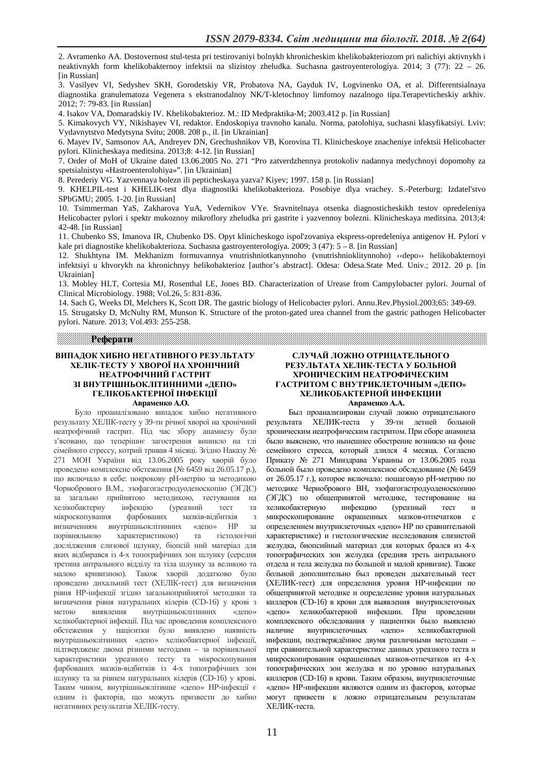2. Avramenko AA. Dostovernost stul-testa pri testirovaniyi bolnykh khronicheskim khelikobakteriozom pri nalichiyi aktivnykh i neaktivnykh form khelikobakternoy infektsii na slizistoy zheludka. Suchasna gastroyenterologíya. 2014; 3 (77): 22 – 26. [in Russian]

3. Vasilyev VI, Sedyshev SKH, Gorodetskiy VR, Probatova NA, Gayduk IV, Logvinenko OA, et al. Differentsialnaya diagnostika granulematoza Vegenera s ekstranodalnoy NK/T-kletochnoy limfomoy nazalnogo tipa.Terapevticheskiy arkhiv. 2012; 7: 79-83. [in Russian]

4. Isakov VA, Domaradskiy IV. Khelikobakterioz. M.: ID Medpraktika-M; 2003.412 p. [in Russian]

5. Kimakovych VY, Nikishayev VI, redaktor. Endoskopiya travnoho kanalu. Norma, patolohiya, suchasni klasyfikatsiyi. Lviv: Vydavnytstvo Medytsyna Svitu; 2008. 208 p., il. [in Ukrainian]

6. Mayev IV, Samsonov AA, Andreyev DN, Grechushnikov VB, Korovina TI. Klinicheskoye znacheniye infektsii Helicobacter pylori. Klinicheskaya meditsina. 2013;8: 4-12. [in Russian]

7. Order of MoH of Ukraine dated 13.06.2005 No. 271 "Pro zatverdzhennya protokoliv nadannya medychnoyi dopomohy za spetsialnistyu «Hastroenterolohiya»". [in Ukrainian]

8. Perederiy VG. Yazvennaya bolezn ili pepticheskaya yazva? Kiyev; 1997. 158 p. [in Russian]

9. KHELPIL-test i KHELIK-test dlya diagnostiki khelikobakterioza. Posobiye dlya vrachey. S.-Peterburg: Izdatel'stvo SPbGMU; 2005. 1-20. [in Russian]

10. Tsimmerman YaS, Zakharova YuA, Vedernikov VYe. Sravnitelnaya otsenka diagnosticheskikh testov opredeleniya Helicobacter pylori i spektr mukoznoy mikroflory zheludka pri gastrite i yazvennoy bolezni. Klinicheskaya meditsina. 2013;4: 42-48. [in Russian]

11. Chubenko SS, Imanova IR, Chubenko DS. Opyt klinicheskogo ispol'zovaniya ekspress-opredeleniya antigenov H. Pylori v kale pri diagnostike khelikobakterioza. Suchasna gastroyenterologíya. 2009; 3 (47): 5 – 8. [in Russian]

12. Shukhtyna IM. Mekhanizm formuvannya vnutrishniotkanynnoho (vnutrishnioklitynnoho) ‹‹depo›› helikobakternoyi infektsiyi u khvorykh na khronichnyy helikobakterioz [author's abstract]. Odesa: Odesa.State Med. Univ.; 2012. 20 p. [in Ukrainian]

13. Mobley HLT, Cortesia MJ, Rosenthal LE, Jones BD. Characterization of Urease from Campylobacter pylori. Journal of Clinical Microbiology. 1988; Vol.26, 5: 831-836.

14. Sach G, Weeks DI, Melchers K, Scott DR. The gastric biology of Helicobacter pylori. Annu.Rev.Physiol.2003;65: 349-69.

15. Strugatsky D, McNulty RM, Munson K. Structure of the proton-gated urea channel from the gastric pathogen Helicobacter pylori. Nature. 2013; Vol.493: 255-258.

## Реферати

### ВИПАДОК ХИБНО НЕГАТИВНОГО РЕЗУЛЬТАТУ ХЕЛІК-ТЕСТУ У ХВОРОЇ НА ХРОНІЧНИЙ НЕАТРОФІЧНИЙ ГАСТРИТ ЗІ ВНУТРІШНЬОКЛІТИННИМИ «ДЕПО» ГЕЛІКОБАКТЕРНОЇ ІНФЕКЦІЇ

**Авраменко А.О.**

Було проаналізовано випадок хибно негативного результату ХЕЛІК-тесту у 39-ти річної хворої на хронічний неатрофічний гастрит. Під час збору анамнезу було з'ясовано, що теперішнє загострення виникло на тлі сімейного стрессу, котрий тривав 4 місяці. Згідно Наказу № 271 МОН України від 13.06.2005 року хворій було проведено комплексне обстеження (№ 6459 від 26.05.17 р.), що включало в себе: покрокову pH-метрію за методикою Чорнобрового В.М., эзофагогастродуоденоскопію (ЭГДС) за загально прийнятою методикою, тестування на хелікобактерну інфекцію (уреазний тест та мікроскопування фарбованих мазків-відбитків з визначенням внутрішньоклітинних «депо» НР за порівняльною характеристикою) та гістологічні дослідження слизової шлунку, біопсій ний матеріал для яких відбирався із 4-х топографічних зон шлунку (середня третина антрального відділу та тіла шлунку за великою та малою кривизною). Також хворій додатково було проведено дихальний тест (ХЕЛІК-тест) для визначення рівня НР-інфекції згідно загальноприйнятої методики та визначення рівня натуральних кілерів (CD-16) у крові з метою виявлення внутрішньоклітинних «депо» хелікобактерної інфекції. Під час проведення комплексного обстеження у пацієнтки було виявлено наявність внутрішньоклітинних «депо» хелікобактерної інфекції, підтверджене двома різними методами – за порівняльної характеристики уреазного тесту та мікроскопування фарбованих мазків-відбитків із 4-х топографічних зон шлунку та за рівнем натуральних кілерів (CD-16) у крові. Таким чином, внутрішньоклітинне «депо» НР-інфекції є одним із факторів, що можуть призвести до хибно негативних результатів ХЕЛІК-тесту.

### СЛУЧАЙ ЛОЖНО ОТРИЦАТЕЛЬНОГО РЕЗУЛЬТАТА ХЕЛИК-ТЕСТА У БОЛЬНОЙ ХРОНИЧЕСКИМ НЕАТРОФИЧЕСКИМ ГАСТРИТОМ С ВНУТРИКЛЕТОЧНЫМ «ДЕПО» ХЕЛИКОБАКТЕРНОЙ ИНФЕКЦИИ

**Авраменко А.А.**

Был проанализирован случай ложно отрицательного результата ХЕЛИК-теста у 39-ти летней больной хроническим неатрофическим гастритом. При сборе анамнеза было выяснено, что нынешнее обострение возникло на фоне семейного стресса, который длился 4 месяца. Согласно Приказу № 271 Минздрава Украины от 13.06.2005 года больной было проведено комплексное обследование (№ 6459 от 26.05.17 г.), которое включало: пошаговую pH-метрию по методике Чернобрового ВН, эзофагогастродуоденоскопию (ЭГДС) по общепринятой методике, тестирование на хеликобактерную инфекцию (уреазный тест и микроскопирование окрашенных мазков-отпечатков с определением внутриклеточных «депо» НР по сравнительной характеристике) и гистологические исследования слизистой желудка, биопсийный материал для которых брался из 4-х топографических зон желудка (средняя треть антрального отдела и тела желудка по большой и малой кривизне). Также больной дополнительно был проведен дыхательный тест (ХЕЛИК-тест) для определения уровня НР-инфекции по общепринятой методике и определение уровня натуральных киллеров (CD-16) в крови для выявления внутриклеточных «депо» хеликобактерной инфекции. При проведении комплексного обследования у пациентки было выявлено наличие внутриклеточных «депо» хеликобактерной инфекции, подтверждённое двумя различными методами – при сравнительной характеристике данных уреазного теста и микроскопирования окрашенных мазков-отпечатков из 4-х топографических зон желудка и по уровню натуральных киллеров (CD-16) в крови. Таким образом, внутриклеточные «депо» НР-инфекции являются одним из факторов, которые могут привести к ложно отрицательным результатам ХЕЛИК-теста.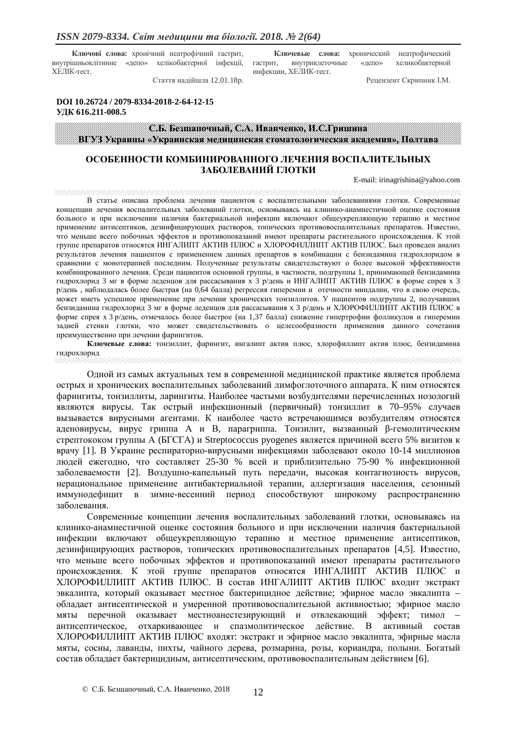**Ключові слова:** хронічний неатрофічний гастрит, внутрішньоклітинне «депо» хелікобактерної інфекції, ХЕЛІК-тест.

Стаття надійшла 12.01.18р.

**Ключевые слова:** хронический неатрофический гастрит, внутриклеточные «депо» хеликобактерной инфекции, ХЕЛИК-тест.

Рецензент Скрипник І.М.

**DOI 10.26724 / 2079-8334-2018-2-64-12-15**
**УДК 616.211-008.5**

**С.Б. Безшапочный, С.А. Иванченко, И.С.Гришина**
**ВГУЗ Украины «Украинская медицинская стоматологическая академия», Полтава**

# ОСОБЕННОСТИ КОМБИНИРОВАННОГО ЛЕЧЕНИЯ ВОСПАЛИТЕЛЬНЫХ ЗАБОЛЕВАНИЙ ГЛОТКИ

E-mail: irinagrishina@yahoo.com

В статье описана проблема лечения пациентов с воспалительными заболеваниями глотки. Современные концепции лечения воспалительных заболеваний глотки, основываясь на клинико-анамнестичной оценке состояния больного и при исключении наличия бактериальной инфекции включают общеукрепляющую терапию и местное применение антисептиков, дезинфицирующих растворов, топических противовоспалительных препаратов. Известно, что меньше всего побочных эффектов и противопоказаний имеют препараты растительного происхождения. К этой группе препаратов относятся ИНГАЛИПТ АКТИВ ПЛЮС и ХЛОРОФИЛЛИПТ АКТИВ ПЛЮС. Был проведен анализ результатов лечения пациентов с применением данных препартов в комбинации с бензидамина гидрохлоридом в сравнении с монотерапией последним. Полученные результаты свидетельствуют о более высокой эффективности комбинированного лечения. Среди пациентов основной группы, в частности, подгруппы 1, принимающей бензидамина гидрохлорид 3 мг в форме леденцов для рассасывания х 3 р/день и ИНГАЛИПТ АКТИВ ПЛЮС в форме спрея х 3 р/день , наблюдалась более быстрая (на 0,64 балла) регрессия гиперемии и отечности миндалин, что в свою очередь, может иметь успешное применение при лечении хронических тонзиллитов. У пациентов подгруппы 2, получавших бензидамина гидрохлорид 3 мг в форме леденцов для рассасывания х 3 р/день и ХЛОРОФИЛЛИПТ АКТИВ ПЛЮС в форме спрея х 3 р/день, отмечалось более быстрое (на 1,37 балла) снижение гипертрофии фолликулов и гиперемии задней стенки глотки, что может свидетельствовать о целесообразности применения данного сочетания преимущественно при лечении фарингитов.

**Ключевые слова:** тонзиллит, фарингит, ингалипт актив плюс, хлорофиллипт актив плюс, бензидамина гидрохлорид

Одной из самых актуальных тем в современной медицинской практике является проблема острых и хронических воспалительных заболеваний лимфоглоточного аппарата. К ним относятся фарингиты, тонзиллиты, ларингиты. Наиболее частыми возбудителями перечисленных нозологий являются вирусы. Так острый инфекционный (первичный) тонзиллит в 70–95% случаев вызывается вирусными агентами. К наиболее часто встречающимся возбудителям относятся аденовирусы, вирус гриппа А и В, парагриппа. Тонзилит, вызванный β-гемолитическим стрептококом группы А (БГСГА) и Streptococcus pyogenes является причиной всего 5% визитов к врачу [1]. В Украине респираторно-вирусными инфекциями заболевают около 10-14 миллионов людей ежегодно, что составляет 25-30 % всей и приблизительно 75-90 % инфекционной заболеваемости [2]. Воздушно-капельный путь передачи, высокая контагиозность вирусов, нерациональное применение антибактериальной терапии, аллергизация населения, сезонный иммунодефицит в зимне-весенний период способствуют широкому распространению заболевания.

Современные концепции лечения воспалительных заболеваний глотки, основываясь на клинико-анамнестичной оценке состояния больного и при исключении наличия бактериальной инфекции включают общеукрепляющую терапию и местное применение антисептиков, дезинфицирующих растворов, топических противовоспалительных препаратов [4,5]. Известно, что меньше всего побочных эффектов и противопоказаний имеют препараты растительного происхождения. К этой группе препаратов относятся ИНГАЛИПТ АКТИВ ПЛЮС и ХЛОРОФИЛЛИПТ АКТИВ ПЛЮС. В состав ИНГАЛИПТ АКТИВ ПЛЮС входит экстракт эвкалипта, который оказывает местное бактерицидное действие; эфирное масло эвкалипта – обладает антисептической и умеренной противовоспалительной активностью; эфирное масло мяты перечной оказывает местноанестезирующий и отвлекающий эффект; тимол – антисептическое, отхаркивающее и спазмолитическое действие. В активный состав ХЛОРОФИЛЛИПТ АКТИВ ПЛЮС входят: экстракт и эфирное масло эвкалипта, эфирные масла мяты, сосны, лаванды, пихты, чайного дерева, розмарина, розы, кориандра, полыни. Богатый состав обладает бактерицидным, антисептическим, противовоспалительным действием [6].

© С.Б. Безшапочный, С.А. Иванченко, 2018